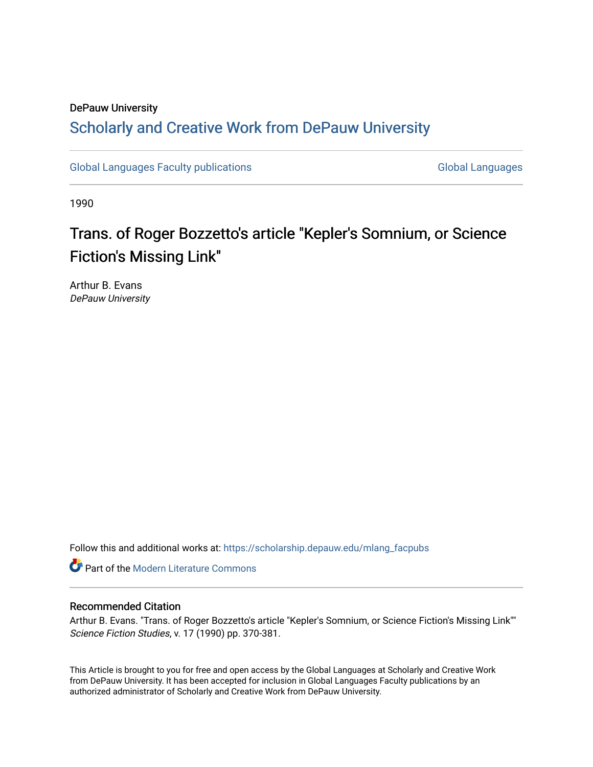DePauw University

# Scholarly and Creative Work from DePauw University

Global Languages Faculty publications | Global Languages

1990

## Trans. of Roger Bozzetto's article "Kepler's Somnium, or Science Fiction's Missing Link"

Arthur B. Evans
*DePauw University*

Follow this and additional works at: https://scholarship.depauw.edu/mlang_facpubs

Part of the Modern Literature Commons

### Recommended Citation

Arthur B. Evans. "Trans. of Roger Bozzetto's article "Kepler's Somnium, or Science Fiction's Missing Link"" *Science Fiction Studies*, v. 17 (1990) pp. 370-381.

This Article is brought to you for free and open access by the Global Languages at Scholarly and Creative Work from DePauw University. It has been accepted for inclusion in Global Languages Faculty publications by an authorized administrator of Scholarly and Creative Work from DePauw University.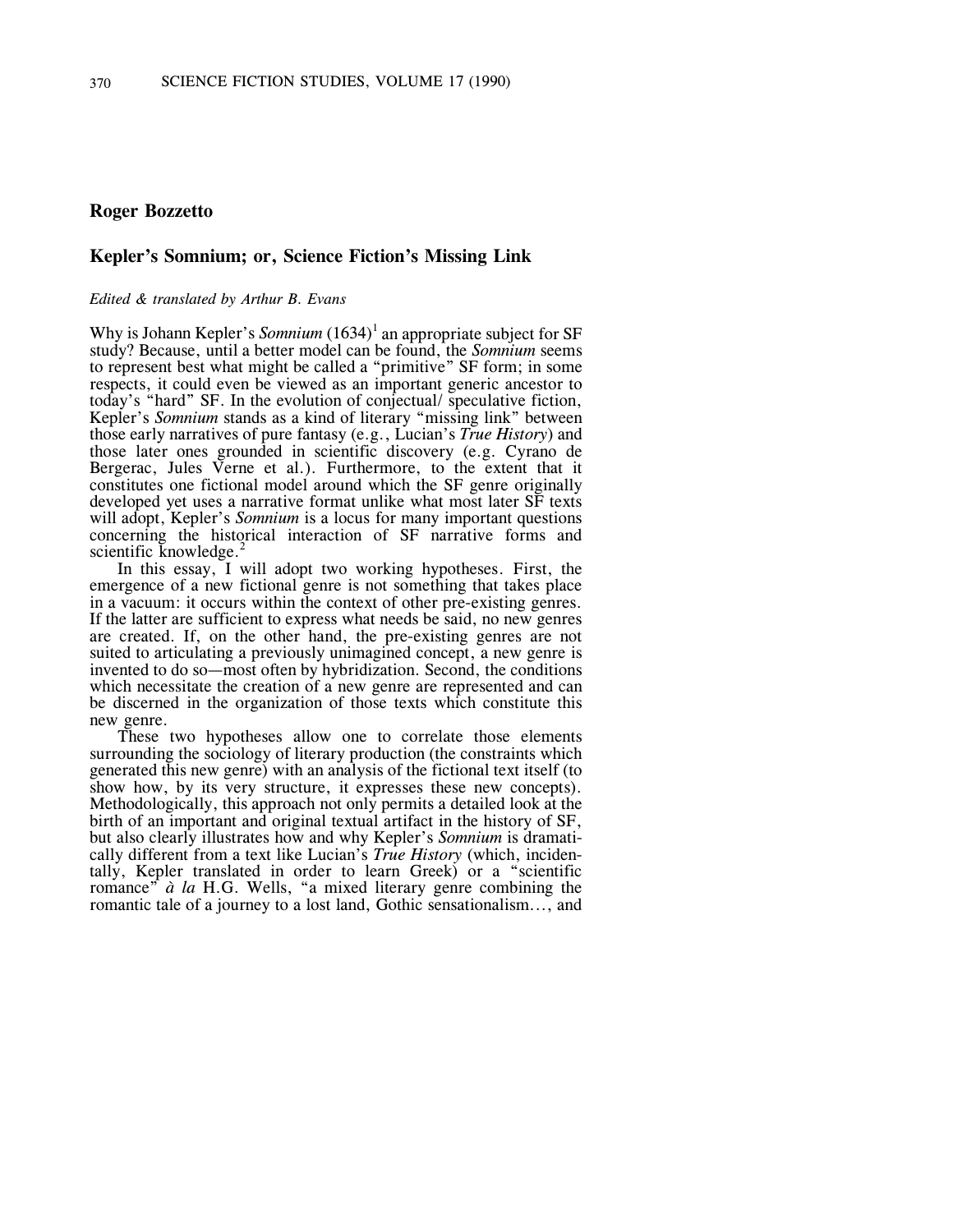**Roger Bozzetto**

## Kepler's Somnium; or, Science Fiction's Missing Link

*Edited & translated by Arthur B. Evans*

Why is Johann Kepler's *Somnium* (1634)[1] an appropriate subject for SF study? Because, until a better model can be found, the *Somnium* seems to represent best what might be called a "primitive" SF form; in some respects, it could even be viewed as an important generic ancestor to today's "hard" SF. In the evolution of conjectual/ speculative fiction, Kepler's *Somnium* stands as a kind of literary "missing link" between those early narratives of pure fantasy (e.g., Lucian's *True History*) and those later ones grounded in scientific discovery (e.g. Cyrano de Bergerac, Jules Verne et al.). Furthermore, to the extent that it constitutes one fictional model around which the SF genre originally developed yet uses a narrative format unlike what most later SF texts will adopt, Kepler's *Somnium* is a locus for many important questions concerning the historical interaction of SF narrative forms and scientific knowledge.[2]

In this essay, I will adopt two working hypotheses. First, the emergence of a new fictional genre is not something that takes place in a vacuum: it occurs within the context of other pre-existing genres. If the latter are sufficient to express what needs be said, no new genres are created. If, on the other hand, the pre-existing genres are not suited to articulating a previously unimagined concept, a new genre is invented to do so—most often by hybridization. Second, the conditions which necessitate the creation of a new genre are represented and can be discerned in the organization of those texts which constitute this new genre.

These two hypotheses allow one to correlate those elements surrounding the sociology of literary production (the constraints which generated this new genre) with an analysis of the fictional text itself (to show how, by its very structure, it expresses these new concepts). Methodologically, this approach not only permits a detailed look at the birth of an important and original textual artifact in the history of SF, but also clearly illustrates how and why Kepler's *Somnium* is dramatically different from a text like Lucian's *True History* (which, incidentally, Kepler translated in order to learn Greek) or a "scientific romance" *à la* H.G. Wells, "a mixed literary genre combining the romantic tale of a journey to a lost land, Gothic sensationalism..., and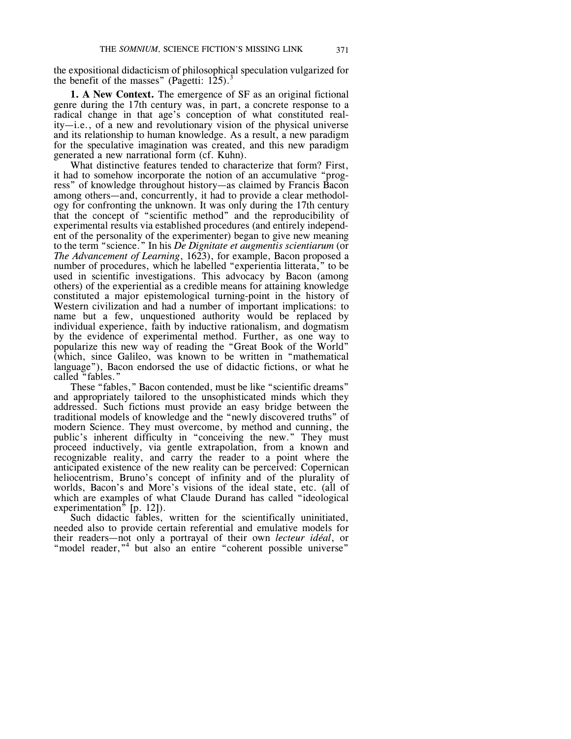the expositional didacticism of philosophical speculation vulgarized for the benefit of the masses" (Pagetti: 125).[3]

**1. A New Context.** The emergence of SF as an original fictional genre during the 17th century was, in part, a concrete response to a radical change in that age's conception of what constituted reality—i.e., of a new and revolutionary vision of the physical universe and its relationship to human knowledge. As a result, a new paradigm for the speculative imagination was created, and this new paradigm generated a new narrational form (cf. Kuhn).

What distinctive features tended to characterize that form? First, it had to somehow incorporate the notion of an accumulative "progress" of knowledge throughout history—as claimed by Francis Bacon among others—and, concurrently, it had to provide a clear methodology for confronting the unknown. It was only during the 17th century that the concept of "scientific method" and the reproducibility of experimental results via established procedures (and entirely independent of the personality of the experimenter) began to give new meaning to the term "science." In his *De Dignitate et augmentis scientiarum* (or *The Advancement of Learning*, 1623), for example, Bacon proposed a number of procedures, which he labelled "experientia litterata," to be used in scientific investigations. This advocacy by Bacon (among others) of the experiential as a credible means for attaining knowledge constituted a major epistemological turning-point in the history of Western civilization and had a number of important implications: to name but a few, unquestioned authority would be replaced by individual experience, faith by inductive rationalism, and dogmatism by the evidence of experimental method. Further, as one way to popularize this new way of reading the "Great Book of the World" (which, since Galileo, was known to be written in "mathematical language"), Bacon endorsed the use of didactic fictions, or what he called "fables."

These "fables," Bacon contended, must be like "scientific dreams" and appropriately tailored to the unsophisticated minds which they addressed. Such fictions must provide an easy bridge between the traditional models of knowledge and the "newly discovered truths" of modern Science. They must overcome, by method and cunning, the public's inherent difficulty in "conceiving the new." They must proceed inductively, via gentle extrapolation, from a known and recognizable reality, and carry the reader to a point where the anticipated existence of the new reality can be perceived: Copernican heliocentrism, Bruno's concept of infinity and of the plurality of worlds, Bacon's and More's visions of the ideal state, etc. (all of which are examples of what Claude Durand has called "ideological experimentation" [p. 12]).

Such didactic fables, written for the scientifically uninitiated, needed also to provide certain referential and emulative models for their readers—not only a portrayal of their own *lecteur idéal*, or "model reader,"[4] but also an entire "coherent possible universe"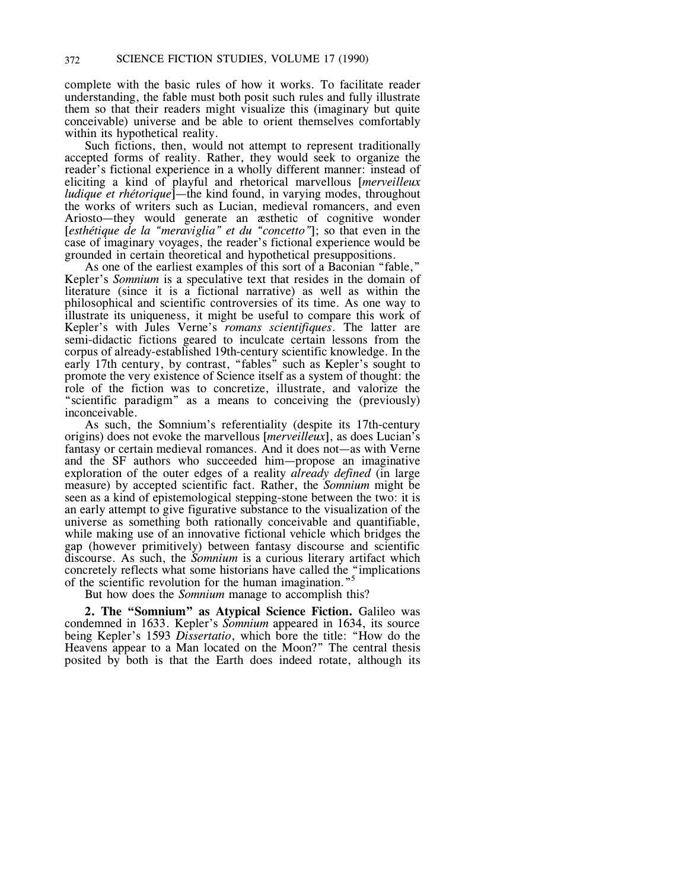complete with the basic rules of how it works. To facilitate reader understanding, the fable must both posit such rules and fully illustrate them so that their readers might visualize this (imaginary but quite conceivable) universe and be able to orient themselves comfortably within its hypothetical reality.

Such fictions, then, would not attempt to represent traditionally accepted forms of reality. Rather, they would seek to organize the reader's fictional experience in a wholly different manner: instead of eliciting a kind of playful and rhetorical marvellous [*merveilleux ludique et rhétorique*]—the kind found, in varying modes, throughout the works of writers such as Lucian, medieval romancers, and even Ariosto—they would generate an æsthetic of cognitive wonder [*esthétique de la "meraviglia" et du "concetto"*]; so that even in the case of imaginary voyages, the reader's fictional experience would be grounded in certain theoretical and hypothetical presuppositions.

As one of the earliest examples of this sort of a Baconian "fable," Kepler's *Somnium* is a speculative text that resides in the domain of literature (since it is a fictional narrative) as well as within the philosophical and scientific controversies of its time. As one way to illustrate its uniqueness, it might be useful to compare this work of Kepler's with Jules Verne's *romans scientifiques*. The latter are semi-didactic fictions geared to inculcate certain lessons from the corpus of already-established 19th-century scientific knowledge. In the early 17th century, by contrast, "fables" such as Kepler's sought to promote the very existence of Science itself as a system of thought: the role of the fiction was to concretize, illustrate, and valorize the "scientific paradigm" as a means to conceiving the (previously) inconceivable.

As such, the Somnium's referentiality (despite its 17th-century origins) does not evoke the marvellous [*merveilleux*], as does Lucian's fantasy or certain medieval romances. And it does not—as with Verne and the SF authors who succeeded him—propose an imaginative exploration of the outer edges of a reality *already defined* (in large measure) by accepted scientific fact. Rather, the *Somnium* might be seen as a kind of epistemological stepping-stone between the two: it is an early attempt to give figurative substance to the visualization of the universe as something both rationally conceivable and quantifiable, while making use of an innovative fictional vehicle which bridges the gap (however primitively) between fantasy discourse and scientific discourse. As such, the *Somnium* is a curious literary artifact which concretely reflects what some historians have called the "implications of the scientific revolution for the human imagination."[5]

But how does the *Somnium* manage to accomplish this?

**2. The "Somnium" as Atypical Science Fiction.** Galileo was condemned in 1633. Kepler's *Somnium* appeared in 1634, its source being Kepler's 1593 *Dissertatio*, which bore the title: "How do the Heavens appear to a Man located on the Moon?" The central thesis posited by both is that the Earth does indeed rotate, although its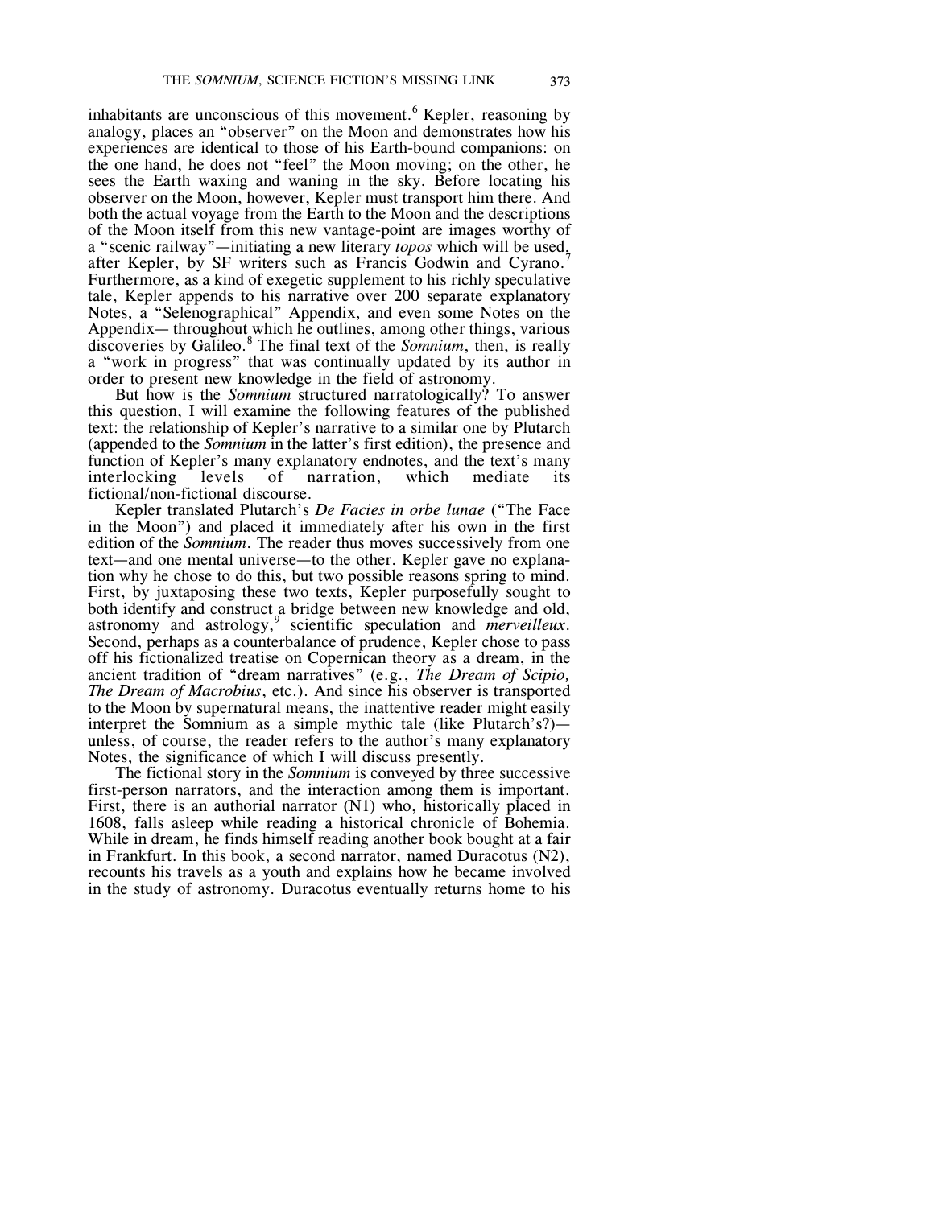inhabitants are unconscious of this movement.[6] Kepler, reasoning by analogy, places an "observer" on the Moon and demonstrates how his experiences are identical to those of his Earth-bound companions: on the one hand, he does not "feel" the Moon moving; on the other, he sees the Earth waxing and waning in the sky. Before locating his observer on the Moon, however, Kepler must transport him there. And both the actual voyage from the Earth to the Moon and the descriptions of the Moon itself from this new vantage-point are images worthy of a "scenic railway"—initiating a new literary *topos* which will be used, after Kepler, by SF writers such as Francis Godwin and Cyrano.[7] Furthermore, as a kind of exegetic supplement to his richly speculative tale, Kepler appends to his narrative over 200 separate explanatory Notes, a "Selenographical" Appendix, and even some Notes on the Appendix— throughout which he outlines, among other things, various discoveries by Galileo.[8] The final text of the *Somnium*, then, is really a "work in progress" that was continually updated by its author in order to present new knowledge in the field of astronomy.

But how is the *Somnium* structured narratologically? To answer this question, I will examine the following features of the published text: the relationship of Kepler's narrative to a similar one by Plutarch (appended to the *Somnium* in the latter's first edition), the presence and function of Kepler's many explanatory endnotes, and the text's many interlocking levels of narration, which mediate its fictional/non-fictional discourse.

Kepler translated Plutarch's *De Facies in orbe lunae* ("The Face in the Moon") and placed it immediately after his own in the first edition of the *Somnium*. The reader thus moves successively from one text—and one mental universe—to the other. Kepler gave no explanation why he chose to do this, but two possible reasons spring to mind. First, by juxtaposing these two texts, Kepler purposefully sought to both identify and construct a bridge between new knowledge and old, astronomy and astrology,[9] scientific speculation and *merveilleux*. Second, perhaps as a counterbalance of prudence, Kepler chose to pass off his fictionalized treatise on Copernican theory as a dream, in the ancient tradition of "dream narratives" (e.g., *The Dream of Scipio, The Dream of Macrobius*, etc.). And since his observer is transported to the Moon by supernatural means, the inattentive reader might easily interpret the Somnium as a simple mythic tale (like Plutarch's?)— unless, of course, the reader refers to the author's many explanatory Notes, the significance of which I will discuss presently.

The fictional story in the *Somnium* is conveyed by three successive first-person narrators, and the interaction among them is important. First, there is an authorial narrator (N1) who, historically placed in 1608, falls asleep while reading a historical chronicle of Bohemia. While in dream, he finds himself reading another book bought at a fair in Frankfurt. In this book, a second narrator, named Duracotus (N2), recounts his travels as a youth and explains how he became involved in the study of astronomy. Duracotus eventually returns home to his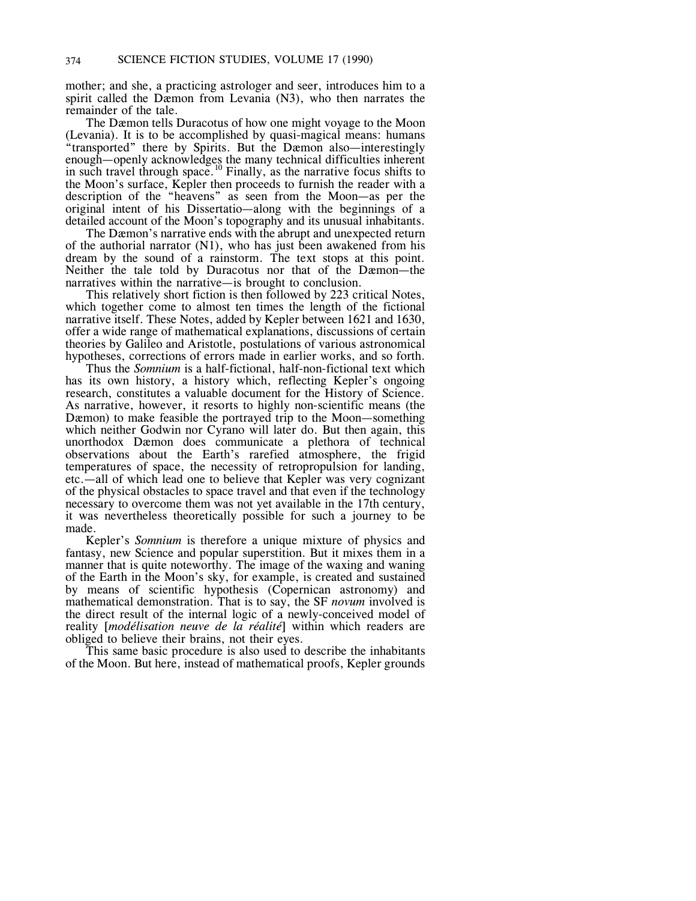mother; and she, a practicing astrologer and seer, introduces him to a spirit called the Dæmon from Levania (N3), who then narrates the remainder of the tale.

The Dæmon tells Duracotus of how one might voyage to the Moon (Levania). It is to be accomplished by quasi-magical means: humans "transported" there by Spirits. But the Dæmon also—interestingly enough—openly acknowledges the many technical difficulties inherent in such travel through space.[10] Finally, as the narrative focus shifts to the Moon's surface, Kepler then proceeds to furnish the reader with a description of the "heavens" as seen from the Moon—as per the original intent of his Dissertatio—along with the beginnings of a detailed account of the Moon's topography and its unusual inhabitants.

The Dæmon's narrative ends with the abrupt and unexpected return of the authorial narrator (N1), who has just been awakened from his dream by the sound of a rainstorm. The text stops at this point. Neither the tale told by Duracotus nor that of the Dæmon—the narratives within the narrative—is brought to conclusion.

This relatively short fiction is then followed by 223 critical Notes, which together come to almost ten times the length of the fictional narrative itself. These Notes, added by Kepler between 1621 and 1630, offer a wide range of mathematical explanations, discussions of certain theories by Galileo and Aristotle, postulations of various astronomical hypotheses, corrections of errors made in earlier works, and so forth.

Thus the *Somnium* is a half-fictional, half-non-fictional text which has its own history, a history which, reflecting Kepler's ongoing research, constitutes a valuable document for the History of Science. As narrative, however, it resorts to highly non-scientific means (the Dæmon) to make feasible the portrayed trip to the Moon—something which neither Godwin nor Cyrano will later do. But then again, this unorthodox Dæmon does communicate a plethora of technical observations about the Earth's rarefied atmosphere, the frigid temperatures of space, the necessity of retropropulsion for landing, etc.—all of which lead one to believe that Kepler was very cognizant of the physical obstacles to space travel and that even if the technology necessary to overcome them was not yet available in the 17th century, it was nevertheless theoretically possible for such a journey to be made.

Kepler's *Somnium* is therefore a unique mixture of physics and fantasy, new Science and popular superstition. But it mixes them in a manner that is quite noteworthy. The image of the waxing and waning of the Earth in the Moon's sky, for example, is created and sustained by means of scientific hypothesis (Copernican astronomy) and mathematical demonstration. That is to say, the SF *novum* involved is the direct result of the internal logic of a newly-conceived model of reality [*modélisation neuve de la réalité*] within which readers are obliged to believe their brains, not their eyes.

This same basic procedure is also used to describe the inhabitants of the Moon. But here, instead of mathematical proofs, Kepler grounds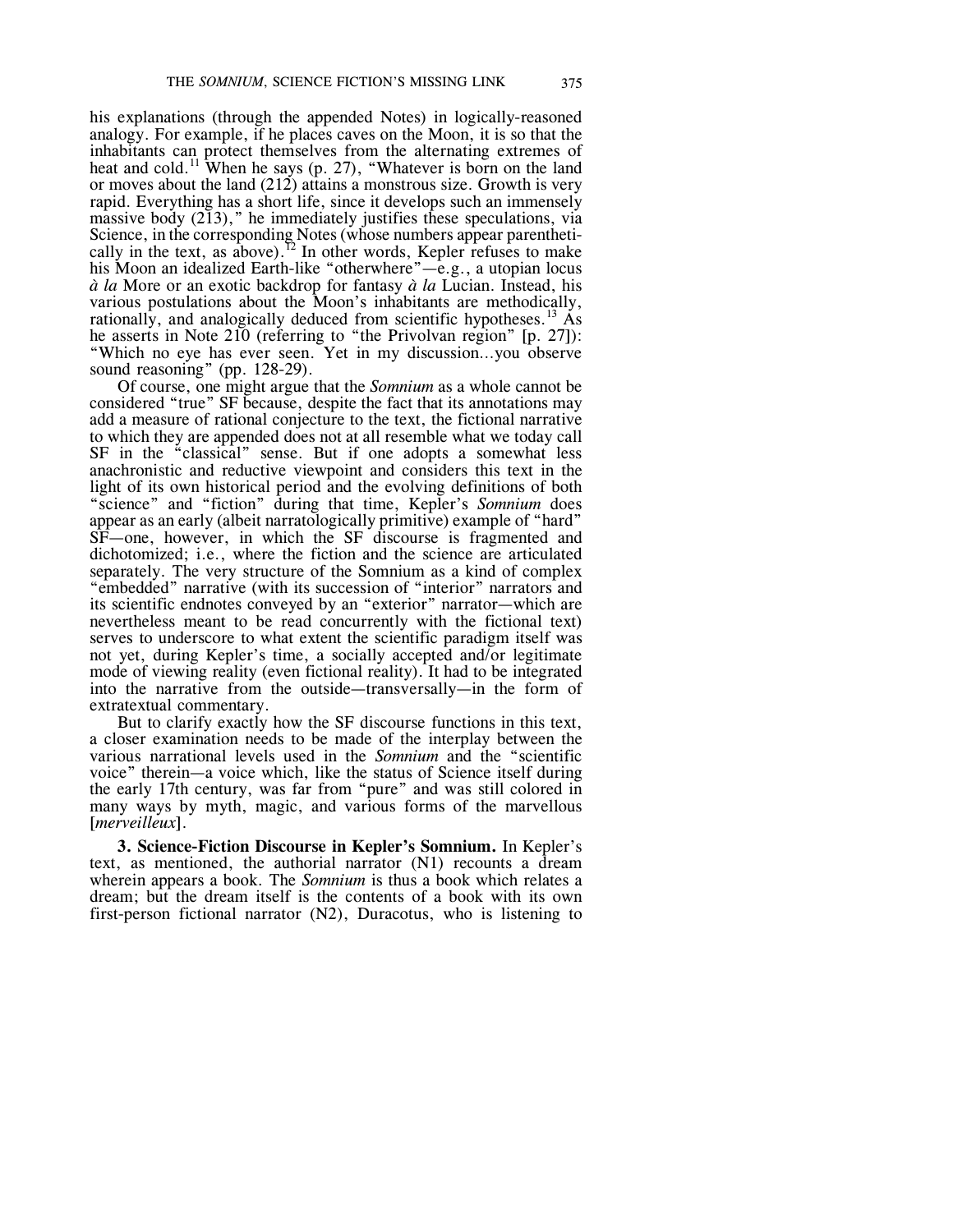his explanations (through the appended Notes) in logically-reasoned analogy. For example, if he places caves on the Moon, it is so that the inhabitants can protect themselves from the alternating extremes of heat and cold.[11] When he says (p. 27), "Whatever is born on the land or moves about the land (212) attains a monstrous size. Growth is very rapid. Everything has a short life, since it develops such an immensely massive body (213)," he immediately justifies these speculations, via Science, in the corresponding Notes (whose numbers appear parenthetically in the text, as above).[12] In other words, Kepler refuses to make his Moon an idealized Earth-like "otherwhere"—e.g., a utopian locus *à la* More or an exotic backdrop for fantasy *à la* Lucian. Instead, his various postulations about the Moon's inhabitants are methodically, rationally, and analogically deduced from scientific hypotheses.[13] As he asserts in Note 210 (referring to "the Privolvan region" [p. 27]): "Which no eye has ever seen. Yet in my discussion...you observe sound reasoning" (pp. 128-29).

Of course, one might argue that the *Somnium* as a whole cannot be considered "true" SF because, despite the fact that its annotations may add a measure of rational conjecture to the text, the fictional narrative to which they are appended does not at all resemble what we today call SF in the "classical" sense. But if one adopts a somewhat less anachronistic and reductive viewpoint and considers this text in the light of its own historical period and the evolving definitions of both "science" and "fiction" during that time, Kepler's *Somnium* does appear as an early (albeit narratologically primitive) example of "hard" SF—one, however, in which the SF discourse is fragmented and dichotomized; i.e., where the fiction and the science are articulated separately. The very structure of the Somnium as a kind of complex "embedded" narrative (with its succession of "interior" narrators and its scientific endnotes conveyed by an "exterior" narrator—which are nevertheless meant to be read concurrently with the fictional text) serves to underscore to what extent the scientific paradigm itself was not yet, during Kepler's time, a socially accepted and/or legitimate mode of viewing reality (even fictional reality). It had to be integrated into the narrative from the outside—transversally—in the form of extratextual commentary.

But to clarify exactly how the SF discourse functions in this text, a closer examination needs to be made of the interplay between the various narrational levels used in the *Somnium* and the "scientific voice" therein—a voice which, like the status of Science itself during the early 17th century, was far from "pure" and was still colored in many ways by myth, magic, and various forms of the marvellous [*merveilleux*].

**3. Science-Fiction Discourse in Kepler's Somnium.** In Kepler's text, as mentioned, the authorial narrator (N1) recounts a dream wherein appears a book. The *Somnium* is thus a book which relates a dream; but the dream itself is the contents of a book with its own first-person fictional narrator (N2), Duracotus, who is listening to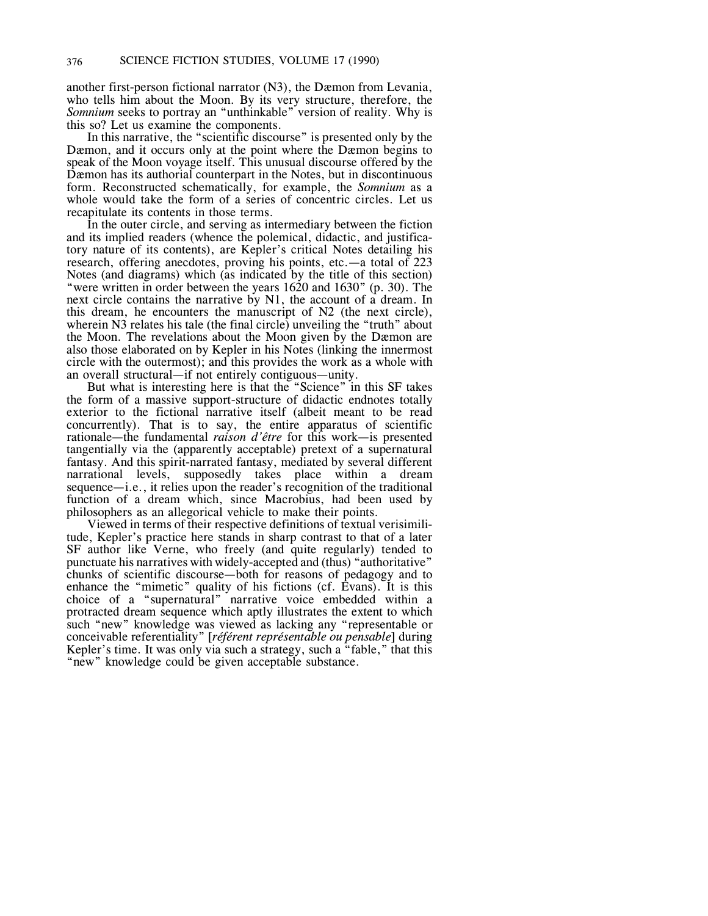another first-person fictional narrator (N3), the Dæmon from Levania, who tells him about the Moon. By its very structure, therefore, the *Somnium* seeks to portray an "unthinkable" version of reality. Why is this so? Let us examine the components.

In this narrative, the "scientific discourse" is presented only by the Dæmon, and it occurs only at the point where the Dæmon begins to speak of the Moon voyage itself. This unusual discourse offered by the Dæmon has its authorial counterpart in the Notes, but in discontinuous form. Reconstructed schematically, for example, the *Somnium* as a whole would take the form of a series of concentric circles. Let us recapitulate its contents in those terms.

In the outer circle, and serving as intermediary between the fiction and its implied readers (whence the polemical, didactic, and justificatory nature of its contents), are Kepler's critical Notes detailing his research, offering anecdotes, proving his points, etc.—a total of 223 Notes (and diagrams) which (as indicated by the title of this section) "were written in order between the years 1620 and 1630" (p. 30). The next circle contains the narrative by N1, the account of a dream. In this dream, he encounters the manuscript of N2 (the next circle), wherein N3 relates his tale (the final circle) unveiling the "truth" about the Moon. The revelations about the Moon given by the Dæmon are also those elaborated on by Kepler in his Notes (linking the innermost circle with the outermost); and this provides the work as a whole with an overall structural—if not entirely contiguous—unity.

But what is interesting here is that the "Science" in this SF takes the form of a massive support-structure of didactic endnotes totally exterior to the fictional narrative itself (albeit meant to be read concurrently). That is to say, the entire apparatus of scientific rationale—the fundamental *raison d'être* for this work—is presented tangentially via the (apparently acceptable) pretext of a supernatural fantasy. And this spirit-narrated fantasy, mediated by several different narrational levels, supposedly takes place within a dream sequence—i.e., it relies upon the reader's recognition of the traditional function of a dream which, since Macrobius, had been used by philosophers as an allegorical vehicle to make their points.

Viewed in terms of their respective definitions of textual verisimilitude, Kepler's practice here stands in sharp contrast to that of a later SF author like Verne, who freely (and quite regularly) tended to punctuate his narratives with widely-accepted and (thus) "authoritative" chunks of scientific discourse—both for reasons of pedagogy and to enhance the "mimetic" quality of his fictions (cf. Evans). It is this choice of a "supernatural" narrative voice embedded within a protracted dream sequence which aptly illustrates the extent to which such "new" knowledge was viewed as lacking any "representable or conceivable referentiality" [*référent représentable ou pensable*] during Kepler's time. It was only via such a strategy, such a "fable," that this "new" knowledge could be given acceptable substance.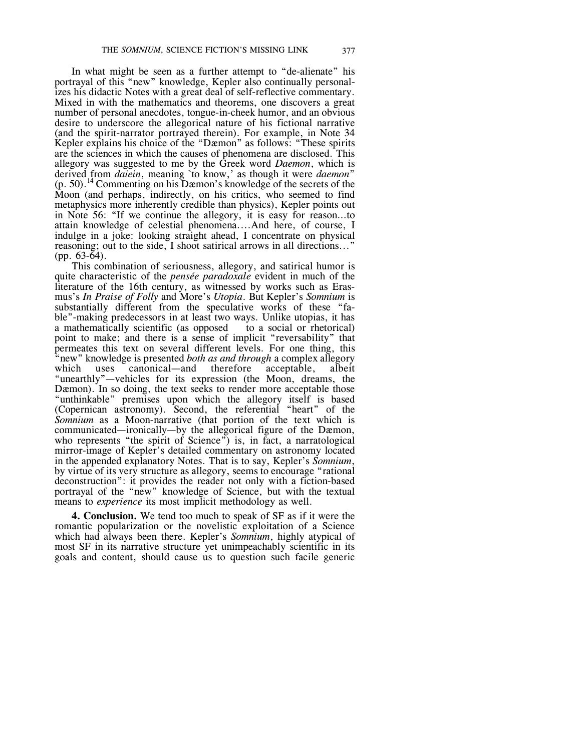In what might be seen as a further attempt to "de-alienate" his portrayal of this "new" knowledge, Kepler also continually personalizes his didactic Notes with a great deal of self-reflective commentary. Mixed in with the mathematics and theorems, one discovers a great number of personal anecdotes, tongue-in-cheek humor, and an obvious desire to underscore the allegorical nature of his fictional narrative (and the spirit-narrator portrayed therein). For example, in Note 34 Kepler explains his choice of the "Dæmon" as follows: "These spirits are the sciences in which the causes of phenomena are disclosed. This allegory was suggested to me by the Greek word *Daemon*, which is derived from *daiein*, meaning `to know,' as though it were *daemon*" (p. 50).[14] Commenting on his Dæmon's knowledge of the secrets of the Moon (and perhaps, indirectly, on his critics, who seemed to find metaphysics more inherently credible than physics), Kepler points out in Note 56: "If we continue the allegory, it is easy for reason...to attain knowledge of celestial phenomena....And here, of course, I indulge in a joke: looking straight ahead, I concentrate on physical reasoning; out to the side, I shoot satirical arrows in all directions..." (pp. 63-64).

This combination of seriousness, allegory, and satirical humor is quite characteristic of the *pensée paradoxale* evident in much of the literature of the 16th century, as witnessed by works such as Erasmus's *In Praise of Folly* and More's *Utopia*. But Kepler's *Somnium* is substantially different from the speculative works of these "fable"-making predecessors in at least two ways. Unlike utopias, it has a mathematically scientific (as opposed to a social or rhetorical) point to make; and there is a sense of implicit "reversability" that permeates this text on several different levels. For one thing, this "new" knowledge is presented *both as and through* a complex allegory which uses canonical—and therefore acceptable, albeit "unearthly"—vehicles for its expression (the Moon, dreams, the Dæmon). In so doing, the text seeks to render more acceptable those "unthinkable" premises upon which the allegory itself is based (Copernican astronomy). Second, the referential "heart" of the *Somnium* as a Moon-narrative (that portion of the text which is communicated—ironically—by the allegorical figure of the Dæmon, who represents "the spirit of Science") is, in fact, a narratological mirror-image of Kepler's detailed commentary on astronomy located in the appended explanatory Notes. That is to say, Kepler's *Somnium*, by virtue of its very structure as allegory, seems to encourage "rational deconstruction": it provides the reader not only with a fiction-based portrayal of the "new" knowledge of Science, but with the textual means to *experience* its most implicit methodology as well.

**4. Conclusion.** We tend too much to speak of SF as if it were the romantic popularization or the novelistic exploitation of a Science which had always been there. Kepler's *Somnium*, highly atypical of most SF in its narrative structure yet unimpeachably scientific in its goals and content, should cause us to question such facile generic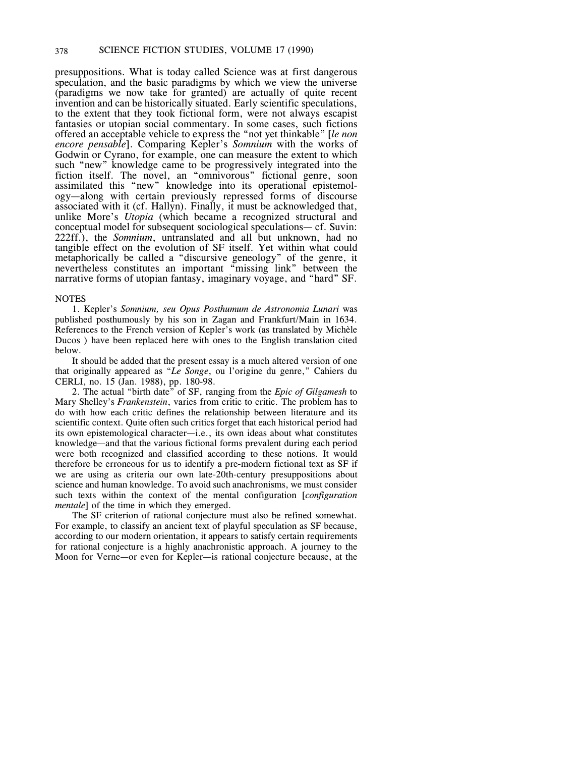presuppositions. What is today called Science was at first dangerous speculation, and the basic paradigms by which we view the universe (paradigms we now take for granted) are actually of quite recent invention and can be historically situated. Early scientific speculations, to the extent that they took fictional form, were not always escapist fantasies or utopian social commentary. In some cases, such fictions offered an acceptable vehicle to express the "not yet thinkable" [*le non encore pensable*]. Comparing Kepler's *Somnium* with the works of Godwin or Cyrano, for example, one can measure the extent to which such "new" knowledge came to be progressively integrated into the fiction itself. The novel, an "omnivorous" fictional genre, soon assimilated this "new" knowledge into its operational epistemology—along with certain previously repressed forms of discourse associated with it (cf. Hallyn). Finally, it must be acknowledged that, unlike More's *Utopia* (which became a recognized structural and conceptual model for subsequent sociological speculations— cf. Suvin: 222ff.), the *Somnium*, untranslated and all but unknown, had no tangible effect on the evolution of SF itself. Yet within what could metaphorically be called a "discursive geneology" of the genre, it nevertheless constitutes an important "missing link" between the narrative forms of utopian fantasy, imaginary voyage, and "hard" SF.

NOTES

1. Kepler's *Somnium, seu Opus Posthumum de Astronomia Lunari* was published posthumously by his son in Zagan and Frankfurt/Main in 1634. References to the French version of Kepler's work (as translated by Michèle Ducos ) have been replaced here with ones to the English translation cited below.

It should be added that the present essay is a much altered version of one that originally appeared as "*Le Songe*, ou l'origine du genre," Cahiers du CERLI, no. 15 (Jan. 1988), pp. 180-98.

2. The actual "birth date" of SF, ranging from the *Epic of Gilgamesh* to Mary Shelley's *Frankenstein*, varies from critic to critic. The problem has to do with how each critic defines the relationship between literature and its scientific context. Quite often such critics forget that each historical period had its own epistemological character—i.e., its own ideas about what constitutes knowledge—and that the various fictional forms prevalent during each period were both recognized and classified according to these notions. It would therefore be erroneous for us to identify a pre-modern fictional text as SF if we are using as criteria our own late-20th-century presuppositions about science and human knowledge. To avoid such anachronisms, we must consider such texts within the context of the mental configuration [*configuration mentale*] of the time in which they emerged.

The SF criterion of rational conjecture must also be refined somewhat. For example, to classify an ancient text of playful speculation as SF because, according to our modern orientation, it appears to satisfy certain requirements for rational conjecture is a highly anachronistic approach. A journey to the Moon for Verne—or even for Kepler—is rational conjecture because, at the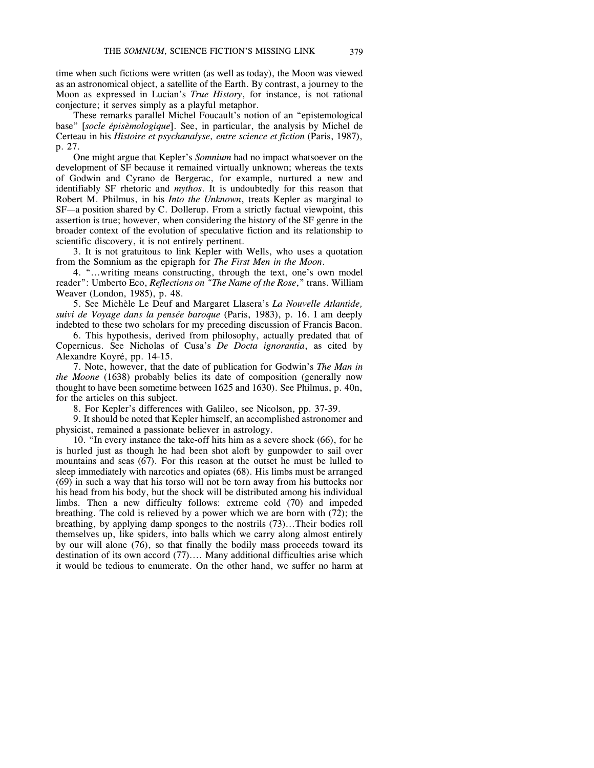time when such fictions were written (as well as today), the Moon was viewed as an astronomical object, a satellite of the Earth. By contrast, a journey to the Moon as expressed in Lucian's *True History*, for instance, is not rational conjecture; it serves simply as a playful metaphor.

These remarks parallel Michel Foucault's notion of an "epistemological base" [*socle épisèmologique*]. See, in particular, the analysis by Michel de Certeau in his *Histoire et psychanalyse, entre science et fiction* (Paris, 1987), p. 27.

One might argue that Kepler's *Somnium* had no impact whatsoever on the development of SF because it remained virtually unknown; whereas the texts of Godwin and Cyrano de Bergerac, for example, nurtured a new and identifiably SF rhetoric and *mythos*. It is undoubtedly for this reason that Robert M. Philmus, in his *Into the Unknown*, treats Kepler as marginal to SF—a position shared by C. Dollerup. From a strictly factual viewpoint, this assertion is true; however, when considering the history of the SF genre in the broader context of the evolution of speculative fiction and its relationship to scientific discovery, it is not entirely pertinent.

3. It is not gratuitous to link Kepler with Wells, who uses a quotation from the Somnium as the epigraph for *The First Men in the Moon*.

4. "...writing means constructing, through the text, one's own model reader": Umberto Eco, *Reflections on "The Name of the Rose*," trans. William Weaver (London, 1985), p. 48.

5. See Michèle Le Deuf and Margaret Llasera's *La Nouvelle Atlantide, suivi de Voyage dans la pensée baroque* (Paris, 1983), p. 16. I am deeply indebted to these two scholars for my preceding discussion of Francis Bacon.

6. This hypothesis, derived from philosophy, actually predated that of Copernicus. See Nicholas of Cusa's *De Docta ignorantia*, as cited by Alexandre Koyré, pp. 14-15.

7. Note, however, that the date of publication for Godwin's *The Man in the Moone* (1638) probably belies its date of composition (generally now thought to have been sometime between 1625 and 1630). See Philmus, p. 40n, for the articles on this subject.

8. For Kepler's differences with Galileo, see Nicolson, pp. 37-39.

9. It should be noted that Kepler himself, an accomplished astronomer and physicist, remained a passionate believer in astrology.

10. "In every instance the take-off hits him as a severe shock (66), for he is hurled just as though he had been shot aloft by gunpowder to sail over mountains and seas (67). For this reason at the outset he must be lulled to sleep immediately with narcotics and opiates (68). His limbs must be arranged (69) in such a way that his torso will not be torn away from his buttocks nor his head from his body, but the shock will be distributed among his individual limbs. Then a new difficulty follows: extreme cold (70) and impeded breathing. The cold is relieved by a power which we are born with (72); the breathing, by applying damp sponges to the nostrils (73)...Their bodies roll themselves up, like spiders, into balls which we carry along almost entirely by our will alone (76), so that finally the bodily mass proceeds toward its destination of its own accord (77).... Many additional difficulties arise which it would be tedious to enumerate. On the other hand, we suffer no harm at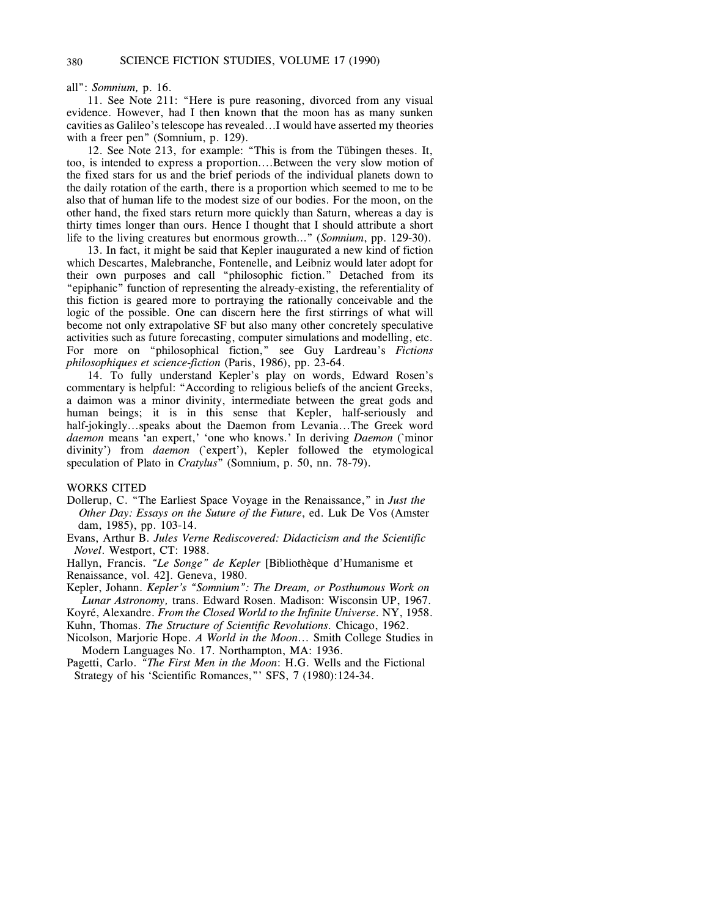all": *Somnium,* p. 16.

11. See Note 211: "Here is pure reasoning, divorced from any visual evidence. However, had I then known that the moon has as many sunken cavities as Galileo's telescope has revealed...I would have asserted my theories with a freer pen" (Somnium, p. 129).

12. See Note 213, for example: "This is from the Tübingen theses. It, too, is intended to express a proportion....Between the very slow motion of the fixed stars for us and the brief periods of the individual planets down to the daily rotation of the earth, there is a proportion which seemed to me to be also that of human life to the modest size of our bodies. For the moon, on the other hand, the fixed stars return more quickly than Saturn, whereas a day is thirty times longer than ours. Hence I thought that I should attribute a short life to the living creatures but enormous growth..." (*Somnium*, pp. 129-30).

13. In fact, it might be said that Kepler inaugurated a new kind of fiction which Descartes, Malebranche, Fontenelle, and Leibniz would later adopt for their own purposes and call "philosophic fiction." Detached from its "epiphanic" function of representing the already-existing, the referentiality of this fiction is geared more to portraying the rationally conceivable and the logic of the possible. One can discern here the first stirrings of what will become not only extrapolative SF but also many other concretely speculative activities such as future forecasting, computer simulations and modelling, etc. For more on "philosophical fiction," see Guy Lardreau's *Fictions philosophiques et science-fiction* (Paris, 1986), pp. 23-64.

14. To fully understand Kepler's play on words, Edward Rosen's commentary is helpful: "According to religious beliefs of the ancient Greeks, a daimon was a minor divinity, intermediate between the great gods and human beings; it is in this sense that Kepler, half-seriously and half-jokingly...speaks about the Daemon from Levania...The Greek word *daemon* means 'an expert,' 'one who knows.' In deriving *Daemon* ('minor divinity') from *daemon* ('expert'), Kepler followed the etymological speculation of Plato in *Cratylus*" (Somnium, p. 50, nn. 78-79).

WORKS CITED

Dollerup, C. "The Earliest Space Voyage in the Renaissance," in *Just the Other Day: Essays on the Suture of the Future*, ed. Luk De Vos (Amsterdam, 1985), pp. 103-14.

Evans, Arthur B. *Jules Verne Rediscovered: Didacticism and the Scientific Novel*. Westport, CT: 1988.

Hallyn, Francis. *"Le Songe" de Kepler* [Bibliothèque d'Humanisme et Renaissance, vol. 42]. Geneva, 1980.

Kepler, Johann. *Kepler's "Somnium": The Dream, or Posthumous Work on Lunar Astronomy,* trans. Edward Rosen. Madison: Wisconsin UP, 1967.

Koyré, Alexandre. *From the Closed World to the Infinite Universe*. NY, 1958.

Kuhn, Thomas. *The Structure of Scientific Revolutions.* Chicago, 1962.

Nicolson, Marjorie Hope. *A World in the Moon*... Smith College Studies in Modern Languages No. 17. Northampton, MA: 1936.

Pagetti, Carlo. *"The First Men in the Moon*: H.G. Wells and the Fictional Strategy of his 'Scientific Romances,"' SFS, 7 (1980):124-34.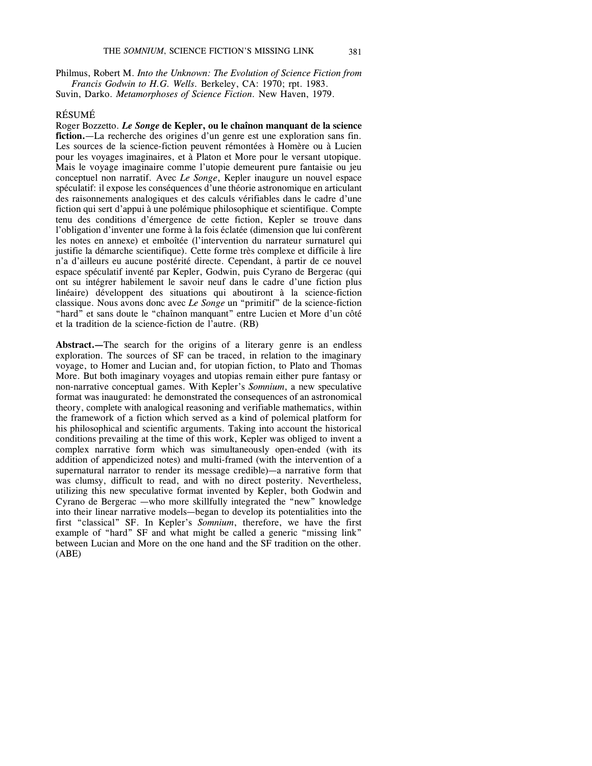Philmus, Robert M. *Into the Unknown: The Evolution of Science Fiction from Francis Godwin to H.G. Wells*. Berkeley, CA: 1970; rpt. 1983.
Suvin, Darko. *Metamorphoses of Science Fiction*. New Haven, 1979.

## RÉSUMÉ

Roger Bozzetto. ***Le Songe* de Kepler, ou le chaînon manquant de la science fiction.**—La recherche des origines d'un genre est une exploration sans fin. Les sources de la science-fiction peuvent rémontées à Homère ou à Lucien pour les voyages imaginaires, et à Platon et More pour le versant utopique. Mais le voyage imaginaire comme l'utopie demeurent pure fantaisie ou jeu conceptuel non narratif. Avec *Le Songe*, Kepler inaugure un nouvel espace spéculatif: il expose les conséquences d'une théorie astronomique en articulant des raisonnements analogiques et des calculs vérifiables dans le cadre d'une fiction qui sert d'appui à une polémique philosophique et scientifique. Compte tenu des conditions d'émergence de cette fiction, Kepler se trouve dans l'obligation d'inventer une forme à la fois éclatée (dimension que lui confèrent les notes en annexe) et emboîtée (l'intervention du narrateur surnaturel qui justifie la démarche scientifique). Cette forme très complexe et difficile à lire n'a d'ailleurs eu aucune postérité directe. Cependant, à partir de ce nouvel espace spéculatif inventé par Kepler, Godwin, puis Cyrano de Bergerac (qui ont su intégrer habilement le savoir neuf dans le cadre d'une fiction plus linéaire) développent des situations qui aboutiront à la science-fiction classique. Nous avons donc avec *Le Songe* un "primitif" de la science-fiction "hard" et sans doute le "chaînon manquant" entre Lucien et More d'un côté et la tradition de la science-fiction de l'autre. (RB)

**Abstract.—**The search for the origins of a literary genre is an endless exploration. The sources of SF can be traced, in relation to the imaginary voyage, to Homer and Lucian and, for utopian fiction, to Plato and Thomas More. But both imaginary voyages and utopias remain either pure fantasy or non-narrative conceptual games. With Kepler's *Somnium*, a new speculative format was inaugurated: he demonstrated the consequences of an astronomical theory, complete with analogical reasoning and verifiable mathematics, within the framework of a fiction which served as a kind of polemical platform for his philosophical and scientific arguments. Taking into account the historical conditions prevailing at the time of this work, Kepler was obliged to invent a complex narrative form which was simultaneously open-ended (with its addition of appendicized notes) and multi-framed (with the intervention of a supernatural narrator to render its message credible)—a narrative form that was clumsy, difficult to read, and with no direct posterity. Nevertheless, utilizing this new speculative format invented by Kepler, both Godwin and Cyrano de Bergerac —who more skillfully integrated the "new" knowledge into their linear narrative models—began to develop its potentialities into the first "classical" SF. In Kepler's *Somnium*, therefore, we have the first example of "hard" SF and what might be called a generic "missing link" between Lucian and More on the one hand and the SF tradition on the other. (ABE)